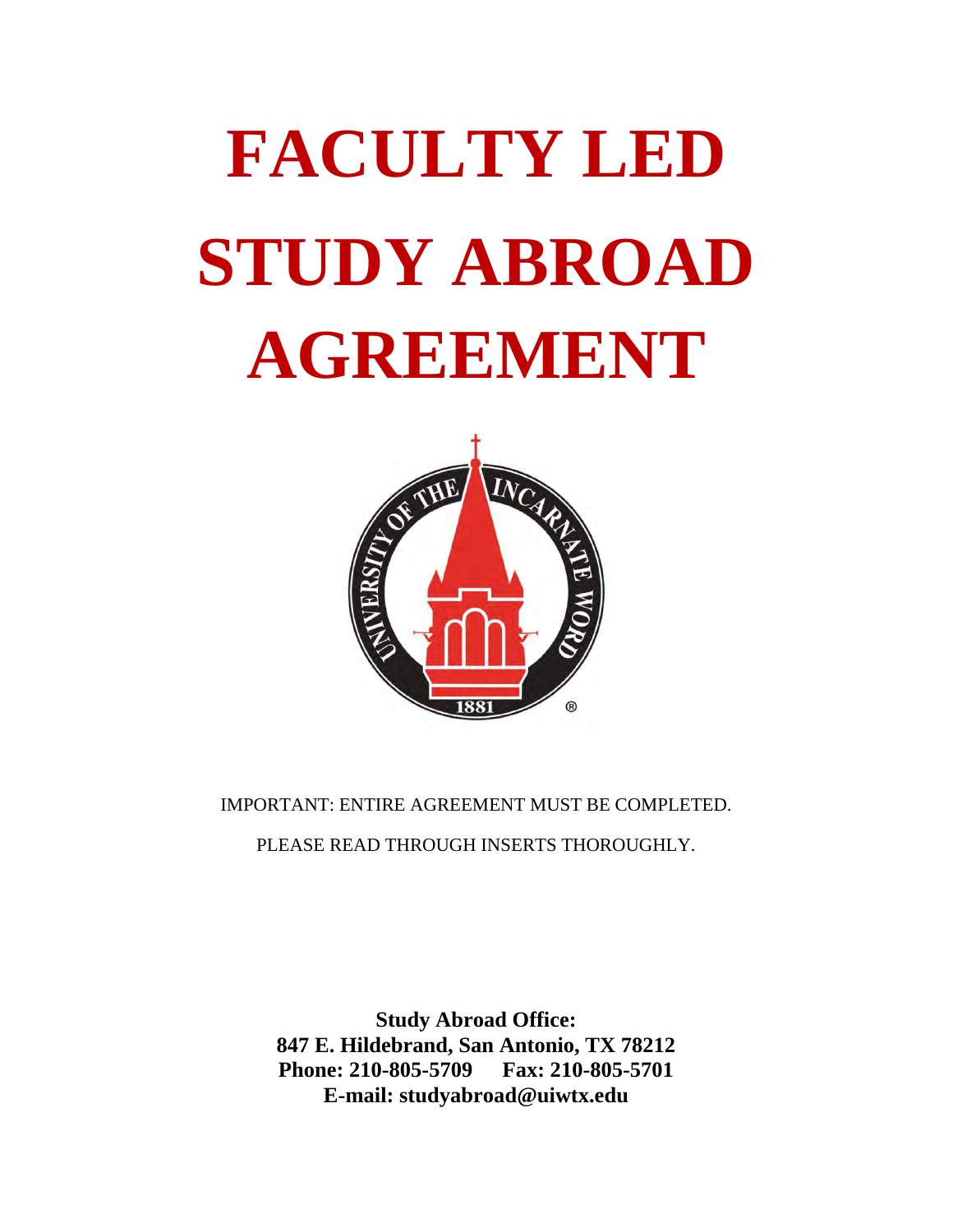# FACULTY LED STUDY ABROAD AGREEMENT

IMPORTANT: ENTIRE AGREEMENT MUST BE COMPLETED.

PLEASE READ THROUGH INSERTS THOROUGHLY.

**Study Abroad Office:**
**847 E. Hildebrand, San Antonio, TX 78212**
**Phone: 210-805-5709 Fax: 210-805-5701**
**E-mail: studyabroad@uiwtx.edu**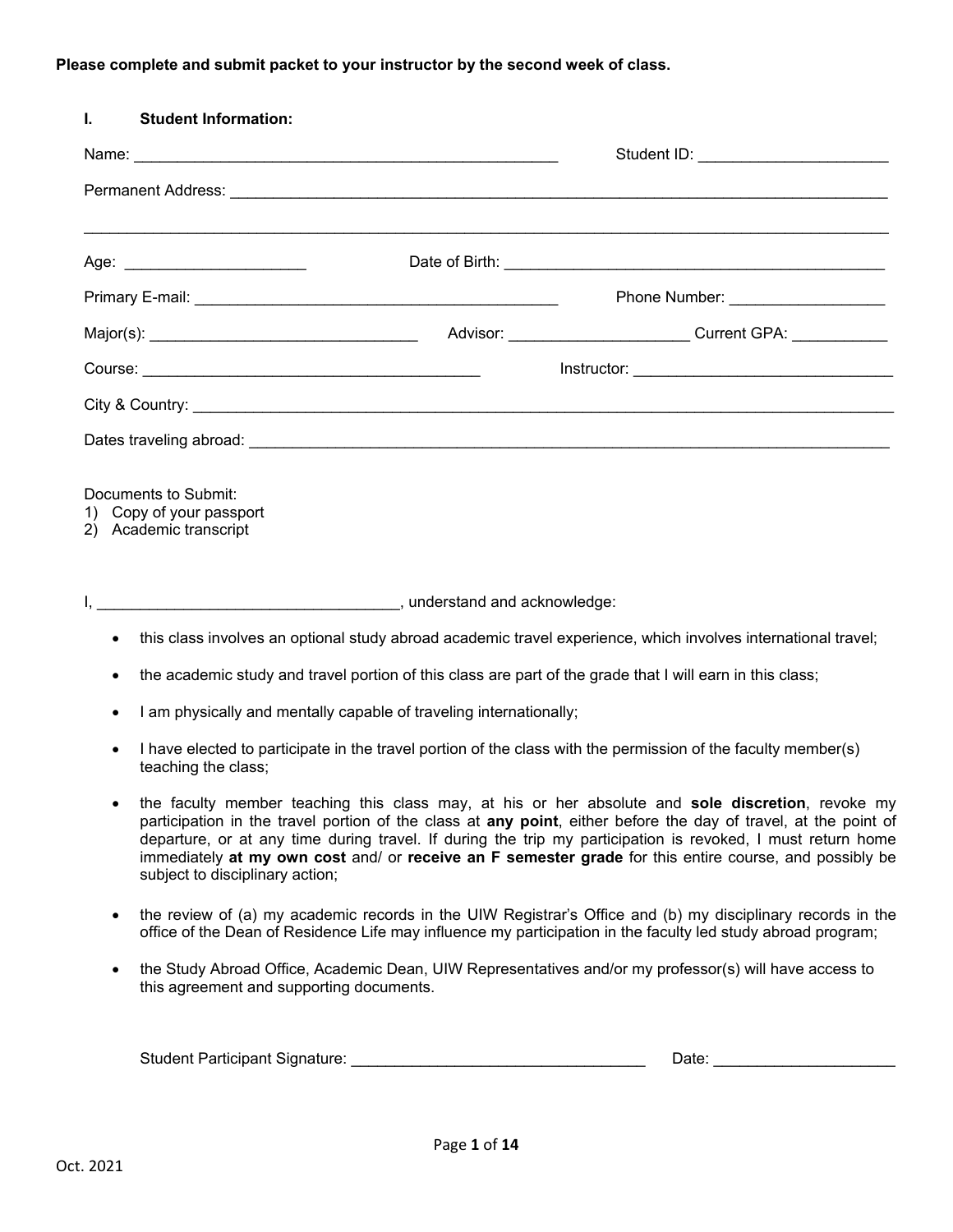**Please complete and submit packet to your instructor by the second week of class.**

## I. Student Information:

Name: ___________________________________________________ Student ID: ______________________

Permanent Address: ________________________________________________________________________________

______________________________________________________________________________________________

Age: _____________________ Date of Birth: ______________________________________________

Primary E-mail: ____________________________________________ Phone Number: __________________

Major(s): _______________________________ Advisor: _____________________ Current GPA: ___________

Course: _______________________________________ Instructor: ______________________________

City & Country: __________________________________________________________________________________

Dates traveling abroad: _____________________________________________________________________________

Documents to Submit:

1) Copy of your passport
2) Academic transcript

I, ___________________________________, understand and acknowledge:

- this class involves an optional study abroad academic travel experience, which involves international travel;
- the academic study and travel portion of this class are part of the grade that I will earn in this class;
- I am physically and mentally capable of traveling internationally;
- I have elected to participate in the travel portion of the class with the permission of the faculty member(s) teaching the class;
- the faculty member teaching this class may, at his or her absolute and **sole discretion**, revoke my participation in the travel portion of the class at **any point**, either before the day of travel, at the point of departure, or at any time during travel. If during the trip my participation is revoked, I must return home immediately **at my own cost** and/ or **receive an F semester grade** for this entire course, and possibly be subject to disciplinary action;
- the review of (a) my academic records in the UIW Registrar's Office and (b) my disciplinary records in the office of the Dean of Residence Life may influence my participation in the faculty led study abroad program;
- the Study Abroad Office, Academic Dean, UIW Representatives and/or my professor(s) will have access to this agreement and supporting documents.

Student Participant Signature: __________________________________ Date: _____________________

Oct. 2021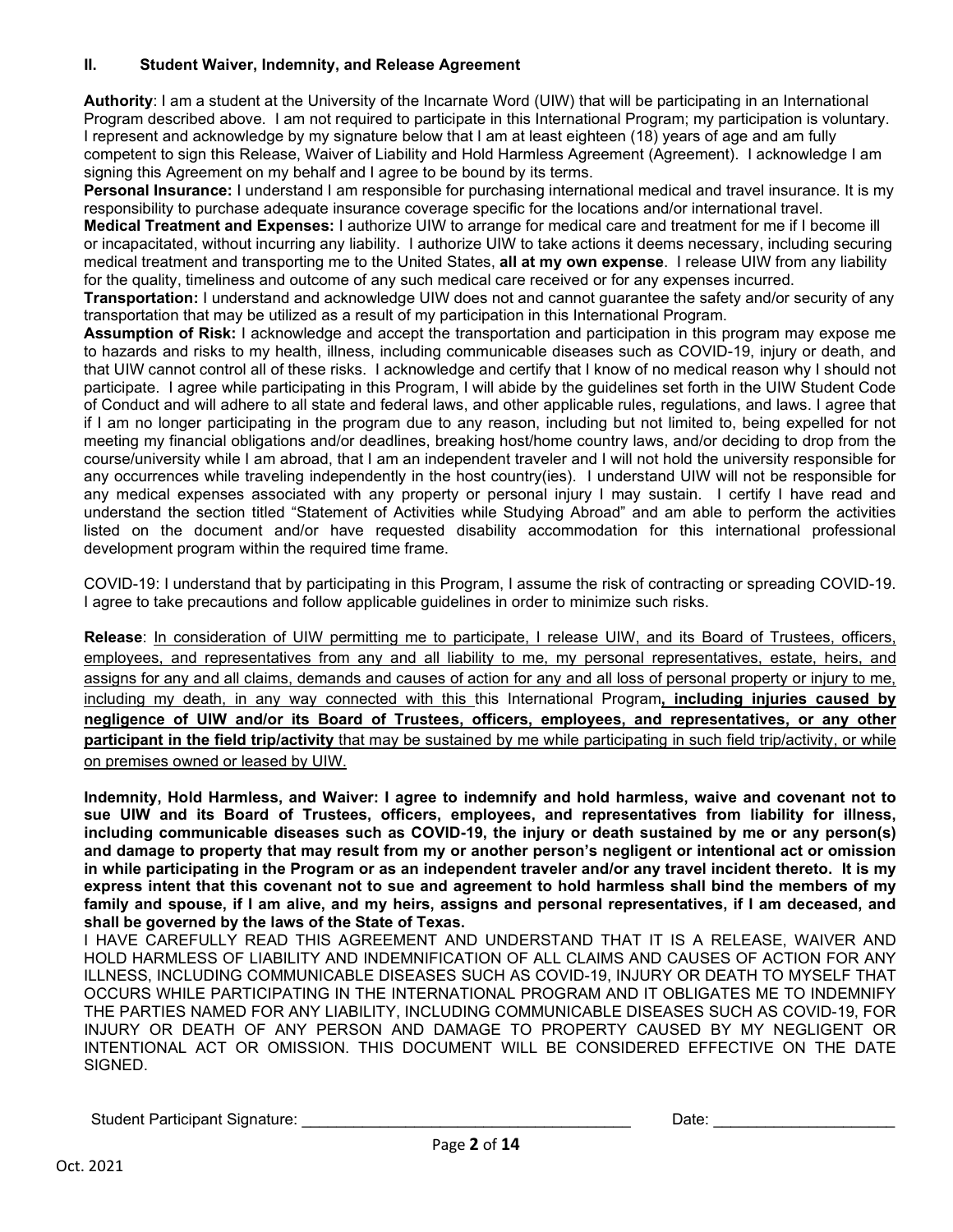## II. Student Waiver, Indemnity, and Release Agreement

**Authority**: I am a student at the University of the Incarnate Word (UIW) that will be participating in an International Program described above. I am not required to participate in this International Program; my participation is voluntary. I represent and acknowledge by my signature below that I am at least eighteen (18) years of age and am fully competent to sign this Release, Waiver of Liability and Hold Harmless Agreement (Agreement). I acknowledge I am signing this Agreement on my behalf and I agree to be bound by its terms.

**Personal Insurance:** I understand I am responsible for purchasing international medical and travel insurance. It is my responsibility to purchase adequate insurance coverage specific for the locations and/or international travel.

**Medical Treatment and Expenses:** I authorize UIW to arrange for medical care and treatment for me if I become ill or incapacitated, without incurring any liability. I authorize UIW to take actions it deems necessary, including securing medical treatment and transporting me to the United States, **all at my own expense**. I release UIW from any liability for the quality, timeliness and outcome of any such medical care received or for any expenses incurred.

**Transportation:** I understand and acknowledge UIW does not and cannot guarantee the safety and/or security of any transportation that may be utilized as a result of my participation in this International Program.

**Assumption of Risk:** I acknowledge and accept the transportation and participation in this program may expose me to hazards and risks to my health, illness, including communicable diseases such as COVID-19, injury or death, and that UIW cannot control all of these risks. I acknowledge and certify that I know of no medical reason why I should not participate. I agree while participating in this Program, I will abide by the guidelines set forth in the UIW Student Code of Conduct and will adhere to all state and federal laws, and other applicable rules, regulations, and laws. I agree that if I am no longer participating in the program due to any reason, including but not limited to, being expelled for not meeting my financial obligations and/or deadlines, breaking host/home country laws, and/or deciding to drop from the course/university while I am abroad, that I am an independent traveler and I will not hold the university responsible for any occurrences while traveling independently in the host country(ies). I understand UIW will not be responsible for any medical expenses associated with any property or personal injury I may sustain. I certify I have read and understand the section titled "Statement of Activities while Studying Abroad" and am able to perform the activities listed on the document and/or have requested disability accommodation for this international professional development program within the required time frame.

COVID-19: I understand that by participating in this Program, I assume the risk of contracting or spreading COVID-19. I agree to take precautions and follow applicable guidelines in order to minimize such risks.

**Release**: In consideration of UIW permitting me to participate, I release UIW, and its Board of Trustees, officers, employees, and representatives from any and all liability to me, my personal representatives, estate, heirs, and assigns for any and all claims, demands and causes of action for any and all loss of personal property or injury to me, including my death, in any way connected with this this International Program**, including injuries caused by negligence of UIW and/or its Board of Trustees, officers, employees, and representatives, or any other participant in the field trip/activity** that may be sustained by me while participating in such field trip/activity, or while on premises owned or leased by UIW.

**Indemnity, Hold Harmless, and Waiver: I agree to indemnify and hold harmless, waive and covenant not to sue UIW and its Board of Trustees, officers, employees, and representatives from liability for illness, including communicable diseases such as COVID-19, the injury or death sustained by me or any person(s) and damage to property that may result from my or another person's negligent or intentional act or omission in while participating in the Program or as an independent traveler and/or any travel incident thereto. It is my express intent that this covenant not to sue and agreement to hold harmless shall bind the members of my family and spouse, if I am alive, and my heirs, assigns and personal representatives, if I am deceased, and shall be governed by the laws of the State of Texas.**

I HAVE CAREFULLY READ THIS AGREEMENT AND UNDERSTAND THAT IT IS A RELEASE, WAIVER AND HOLD HARMLESS OF LIABILITY AND INDEMNIFICATION OF ALL CLAIMS AND CAUSES OF ACTION FOR ANY ILLNESS, INCLUDING COMMUNICABLE DISEASES SUCH AS COVID-19, INJURY OR DEATH TO MYSELF THAT OCCURS WHILE PARTICIPATING IN THE INTERNATIONAL PROGRAM AND IT OBLIGATES ME TO INDEMNIFY THE PARTIES NAMED FOR ANY LIABILITY, INCLUDING COMMUNICABLE DISEASES SUCH AS COVID-19, FOR INJURY OR DEATH OF ANY PERSON AND DAMAGE TO PROPERTY CAUSED BY MY NEGLIGENT OR INTENTIONAL ACT OR OMISSION. THIS DOCUMENT WILL BE CONSIDERED EFFECTIVE ON THE DATE SIGNED.

Student Participant Signature: ______________________________________ Date: ____________________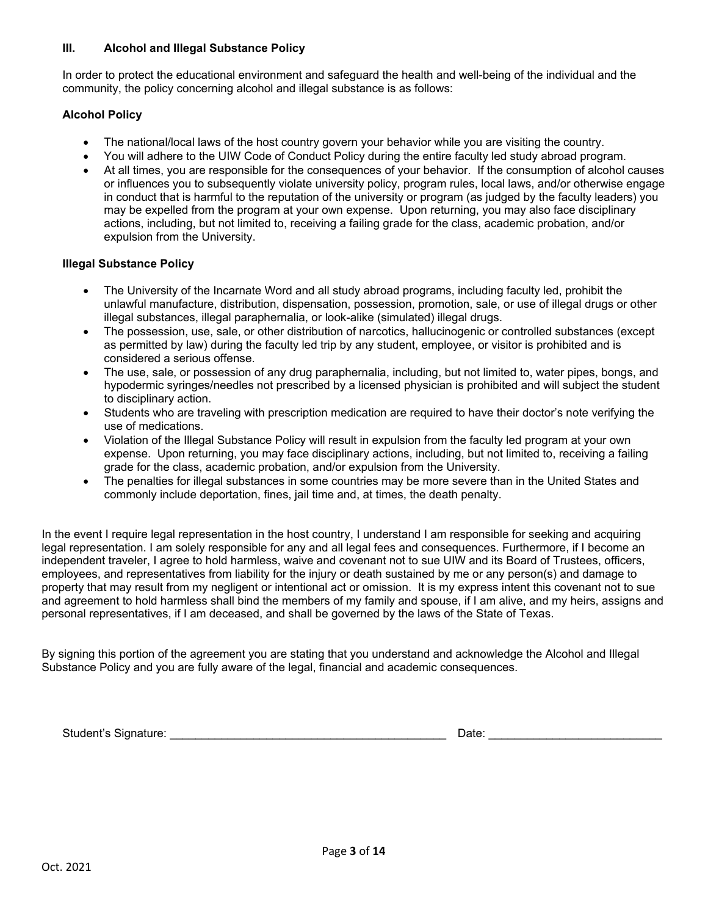## III. Alcohol and Illegal Substance Policy

In order to protect the educational environment and safeguard the health and well-being of the individual and the community, the policy concerning alcohol and illegal substance is as follows:

### Alcohol Policy

- The national/local laws of the host country govern your behavior while you are visiting the country.
- You will adhere to the UIW Code of Conduct Policy during the entire faculty led study abroad program.
- At all times, you are responsible for the consequences of your behavior. If the consumption of alcohol causes or influences you to subsequently violate university policy, program rules, local laws, and/or otherwise engage in conduct that is harmful to the reputation of the university or program (as judged by the faculty leaders) you may be expelled from the program at your own expense. Upon returning, you may also face disciplinary actions, including, but not limited to, receiving a failing grade for the class, academic probation, and/or expulsion from the University.

### Illegal Substance Policy

- The University of the Incarnate Word and all study abroad programs, including faculty led, prohibit the unlawful manufacture, distribution, dispensation, possession, promotion, sale, or use of illegal drugs or other illegal substances, illegal paraphernalia, or look-alike (simulated) illegal drugs.
- The possession, use, sale, or other distribution of narcotics, hallucinogenic or controlled substances (except as permitted by law) during the faculty led trip by any student, employee, or visitor is prohibited and is considered a serious offense.
- The use, sale, or possession of any drug paraphernalia, including, but not limited to, water pipes, bongs, and hypodermic syringes/needles not prescribed by a licensed physician is prohibited and will subject the student to disciplinary action.
- Students who are traveling with prescription medication are required to have their doctor's note verifying the use of medications.
- Violation of the Illegal Substance Policy will result in expulsion from the faculty led program at your own expense. Upon returning, you may face disciplinary actions, including, but not limited to, receiving a failing grade for the class, academic probation, and/or expulsion from the University.
- The penalties for illegal substances in some countries may be more severe than in the United States and commonly include deportation, fines, jail time and, at times, the death penalty.

In the event I require legal representation in the host country, I understand I am responsible for seeking and acquiring legal representation. I am solely responsible for any and all legal fees and consequences. Furthermore, if I become an independent traveler, I agree to hold harmless, waive and covenant not to sue UIW and its Board of Trustees, officers, employees, and representatives from liability for the injury or death sustained by me or any person(s) and damage to property that may result from my negligent or intentional act or omission. It is my express intent this covenant not to sue and agreement to hold harmless shall bind the members of my family and spouse, if I am alive, and my heirs, assigns and personal representatives, if I am deceased, and shall be governed by the laws of the State of Texas.

By signing this portion of the agreement you are stating that you understand and acknowledge the Alcohol and Illegal Substance Policy and you are fully aware of the legal, financial and academic consequences.

Student's Signature: ____________________________________________ Date: ___________________________

Oct. 2021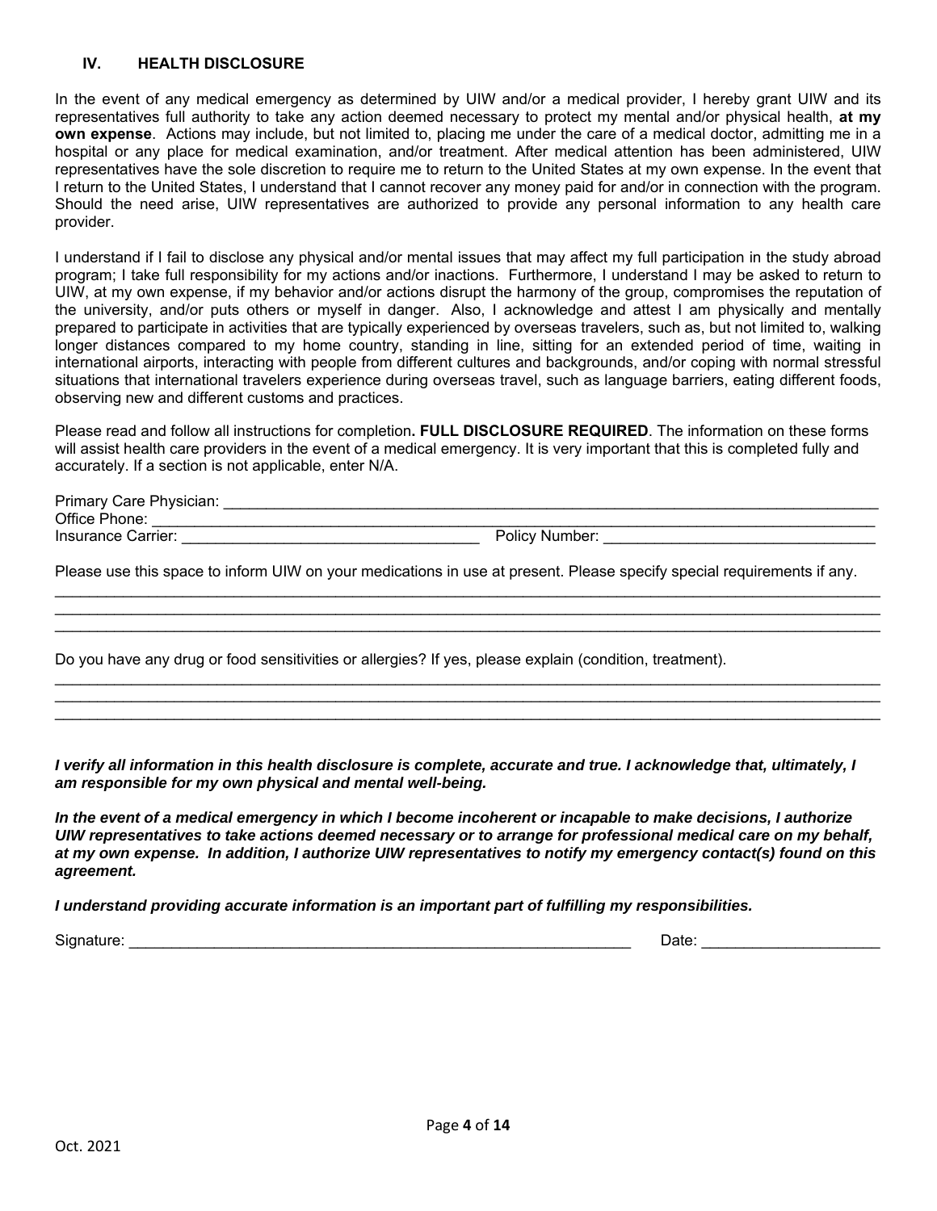## IV. HEALTH DISCLOSURE

In the event of any medical emergency as determined by UIW and/or a medical provider, I hereby grant UIW and its representatives full authority to take any action deemed necessary to protect my mental and/or physical health, **at my own expense**. Actions may include, but not limited to, placing me under the care of a medical doctor, admitting me in a hospital or any place for medical examination, and/or treatment. After medical attention has been administered, UIW representatives have the sole discretion to require me to return to the United States at my own expense. In the event that I return to the United States, I understand that I cannot recover any money paid for and/or in connection with the program. Should the need arise, UIW representatives are authorized to provide any personal information to any health care provider.

I understand if I fail to disclose any physical and/or mental issues that may affect my full participation in the study abroad program; I take full responsibility for my actions and/or inactions. Furthermore, I understand I may be asked to return to UIW, at my own expense, if my behavior and/or actions disrupt the harmony of the group, compromises the reputation of the university, and/or puts others or myself in danger. Also, I acknowledge and attest I am physically and mentally prepared to participate in activities that are typically experienced by overseas travelers, such as, but not limited to, walking longer distances compared to my home country, standing in line, sitting for an extended period of time, waiting in international airports, interacting with people from different cultures and backgrounds, and/or coping with normal stressful situations that international travelers experience during overseas travel, such as language barriers, eating different foods, observing new and different customs and practices.

Please read and follow all instructions for completion**. FULL DISCLOSURE REQUIRED**. The information on these forms will assist health care providers in the event of a medical emergency. It is very important that this is completed fully and accurately. If a section is not applicable, enter N/A.

Primary Care Physician: ______________________________________________

Office Phone: ______________________________________________

Insurance Carrier: ____________________________ Policy Number: ____________________________

Please use this space to inform UIW on your medications in use at present. Please specify special requirements if any.

______________________________________________________________________________

______________________________________________________________________________

______________________________________________________________________________

Do you have any drug or food sensitivities or allergies? If yes, please explain (condition, treatment).

______________________________________________________________________________

______________________________________________________________________________

______________________________________________________________________________

***I verify all information in this health disclosure is complete, accurate and true. I acknowledge that, ultimately, I am responsible for my own physical and mental well-being.***

***In the event of a medical emergency in which I become incoherent or incapable to make decisions, I authorize UIW representatives to take actions deemed necessary or to arrange for professional medical care on my behalf, at my own expense. In addition, I authorize UIW representatives to notify my emergency contact(s) found on this agreement.***

***I understand providing accurate information is an important part of fulfilling my responsibilities.***

Signature: ______________________________________________ Date: ____________________

Oct. 2021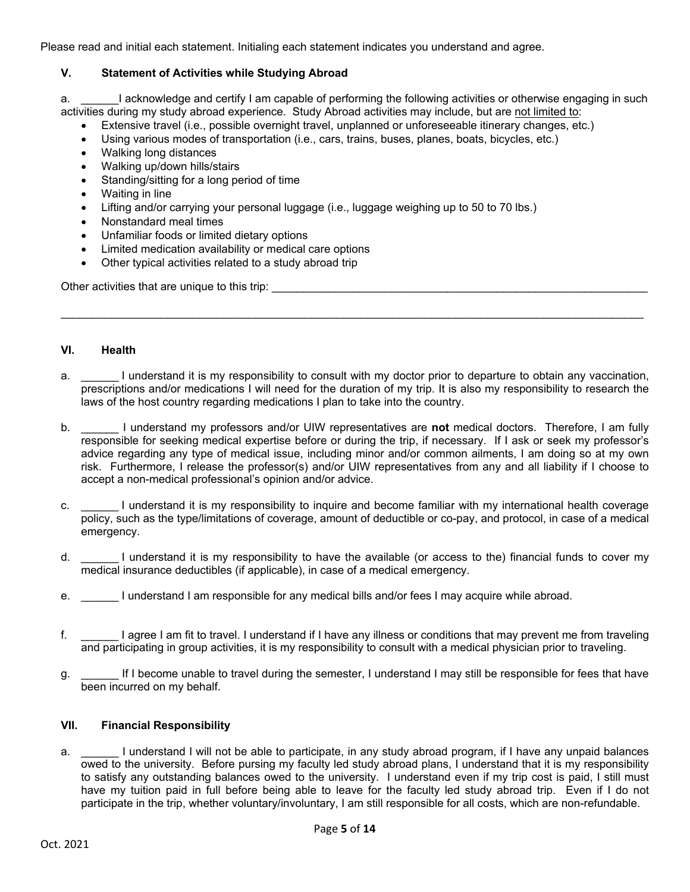Please read and initial each statement. Initialing each statement indicates you understand and agree.

### V. Statement of Activities while Studying Abroad

a. ______I acknowledge and certify I am capable of performing the following activities or otherwise engaging in such activities during my study abroad experience. Study Abroad activities may include, but are not limited to:

- Extensive travel (i.e., possible overnight travel, unplanned or unforeseeable itinerary changes, etc.)
- Using various modes of transportation (i.e., cars, trains, buses, planes, boats, bicycles, etc.)
- Walking long distances
- Walking up/down hills/stairs
- Standing/sitting for a long period of time
- Waiting in line
- Lifting and/or carrying your personal luggage (i.e., luggage weighing up to 50 to 70 lbs.)
- Nonstandard meal times
- Unfamiliar foods or limited dietary options
- Limited medication availability or medical care options
- Other typical activities related to a study abroad trip

Other activities that are unique to this trip: ________________________________________________________________

____________________________________________________________________________________________

### VI. Health

a. ______ I understand it is my responsibility to consult with my doctor prior to departure to obtain any vaccination, prescriptions and/or medications I will need for the duration of my trip. It is also my responsibility to research the laws of the host country regarding medications I plan to take into the country.

b. ______ I understand my professors and/or UIW representatives are **not** medical doctors. Therefore, I am fully responsible for seeking medical expertise before or during the trip, if necessary. If I ask or seek my professor's advice regarding any type of medical issue, including minor and/or common ailments, I am doing so at my own risk. Furthermore, I release the professor(s) and/or UIW representatives from any and all liability if I choose to accept a non-medical professional's opinion and/or advice.

c. ______ I understand it is my responsibility to inquire and become familiar with my international health coverage policy, such as the type/limitations of coverage, amount of deductible or co-pay, and protocol, in case of a medical emergency.

d. ______ I understand it is my responsibility to have the available (or access to the) financial funds to cover my medical insurance deductibles (if applicable), in case of a medical emergency.

e. ______ I understand I am responsible for any medical bills and/or fees I may acquire while abroad.

f. ______ I agree I am fit to travel. I understand if I have any illness or conditions that may prevent me from traveling and participating in group activities, it is my responsibility to consult with a medical physician prior to traveling.

g. ______ If I become unable to travel during the semester, I understand I may still be responsible for fees that have been incurred on my behalf.

### VII. Financial Responsibility

a. ______ I understand I will not be able to participate, in any study abroad program, if I have any unpaid balances owed to the university. Before pursing my faculty led study abroad plans, I understand that it is my responsibility to satisfy any outstanding balances owed to the university. I understand even if my trip cost is paid, I still must have my tuition paid in full before being able to leave for the faculty led study abroad trip. Even if I do not participate in the trip, whether voluntary/involuntary, I am still responsible for all costs, which are non-refundable.

Oct. 2021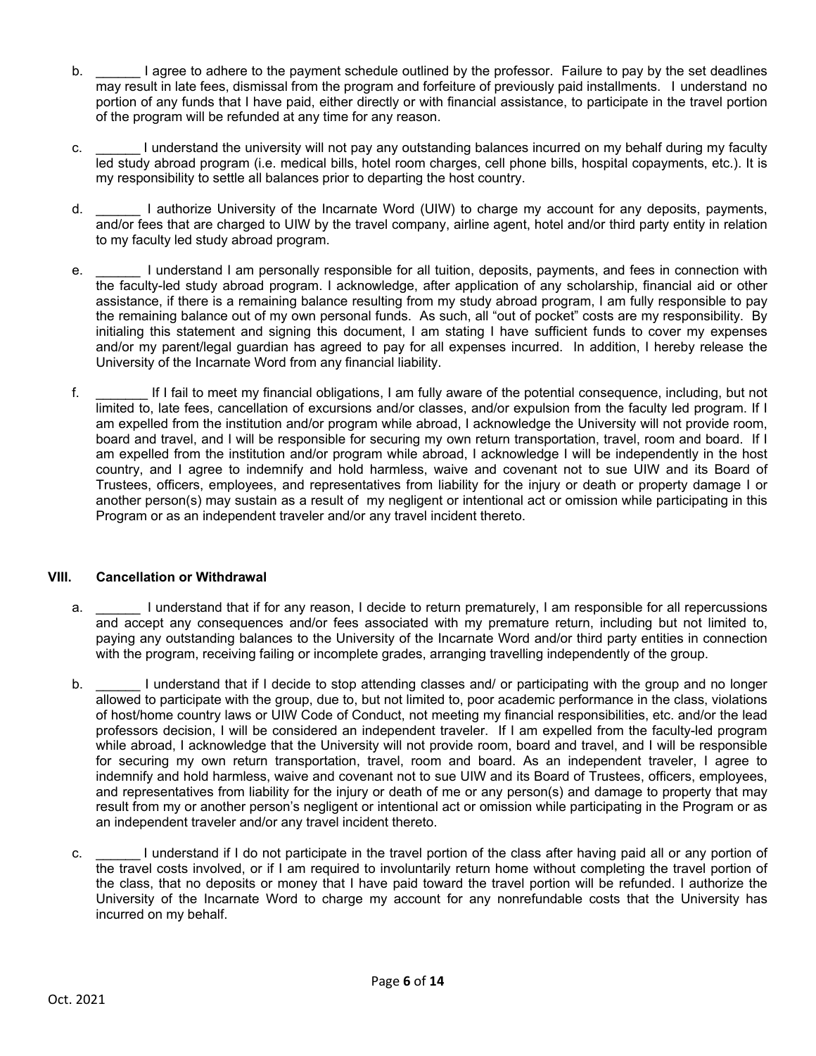b. ______ I agree to adhere to the payment schedule outlined by the professor. Failure to pay by the set deadlines may result in late fees, dismissal from the program and forfeiture of previously paid installments. I understand no portion of any funds that I have paid, either directly or with financial assistance, to participate in the travel portion of the program will be refunded at any time for any reason.

c. ______ I understand the university will not pay any outstanding balances incurred on my behalf during my faculty led study abroad program (i.e. medical bills, hotel room charges, cell phone bills, hospital copayments, etc.). It is my responsibility to settle all balances prior to departing the host country.

d. ______ I authorize University of the Incarnate Word (UIW) to charge my account for any deposits, payments, and/or fees that are charged to UIW by the travel company, airline agent, hotel and/or third party entity in relation to my faculty led study abroad program.

e. ______ I understand I am personally responsible for all tuition, deposits, payments, and fees in connection with the faculty-led study abroad program. I acknowledge, after application of any scholarship, financial aid or other assistance, if there is a remaining balance resulting from my study abroad program, I am fully responsible to pay the remaining balance out of my own personal funds. As such, all "out of pocket" costs are my responsibility. By initialing this statement and signing this document, I am stating I have sufficient funds to cover my expenses and/or my parent/legal guardian has agreed to pay for all expenses incurred. In addition, I hereby release the University of the Incarnate Word from any financial liability.

f. _______ If I fail to meet my financial obligations, I am fully aware of the potential consequence, including, but not limited to, late fees, cancellation of excursions and/or classes, and/or expulsion from the faculty led program. If I am expelled from the institution and/or program while abroad, I acknowledge the University will not provide room, board and travel, and I will be responsible for securing my own return transportation, travel, room and board. If I am expelled from the institution and/or program while abroad, I acknowledge I will be independently in the host country, and I agree to indemnify and hold harmless, waive and covenant not to sue UIW and its Board of Trustees, officers, employees, and representatives from liability for the injury or death or property damage I or another person(s) may sustain as a result of my negligent or intentional act or omission while participating in this Program or as an independent traveler and/or any travel incident thereto.

## VIII. Cancellation or Withdrawal

a. ______ I understand that if for any reason, I decide to return prematurely, I am responsible for all repercussions and accept any consequences and/or fees associated with my premature return, including but not limited to, paying any outstanding balances to the University of the Incarnate Word and/or third party entities in connection with the program, receiving failing or incomplete grades, arranging travelling independently of the group.

b. ______ I understand that if I decide to stop attending classes and/ or participating with the group and no longer allowed to participate with the group, due to, but not limited to, poor academic performance in the class, violations of host/home country laws or UIW Code of Conduct, not meeting my financial responsibilities, etc. and/or the lead professors decision, I will be considered an independent traveler. If I am expelled from the faculty-led program while abroad, I acknowledge that the University will not provide room, board and travel, and I will be responsible for securing my own return transportation, travel, room and board. As an independent traveler, I agree to indemnify and hold harmless, waive and covenant not to sue UIW and its Board of Trustees, officers, employees, and representatives from liability for the injury or death of me or any person(s) and damage to property that may result from my or another person's negligent or intentional act or omission while participating in the Program or as an independent traveler and/or any travel incident thereto.

c. ______ I understand if I do not participate in the travel portion of the class after having paid all or any portion of the travel costs involved, or if I am required to involuntarily return home without completing the travel portion of the class, that no deposits or money that I have paid toward the travel portion will be refunded. I authorize the University of the Incarnate Word to charge my account for any nonrefundable costs that the University has incurred on my behalf.

Oct. 2021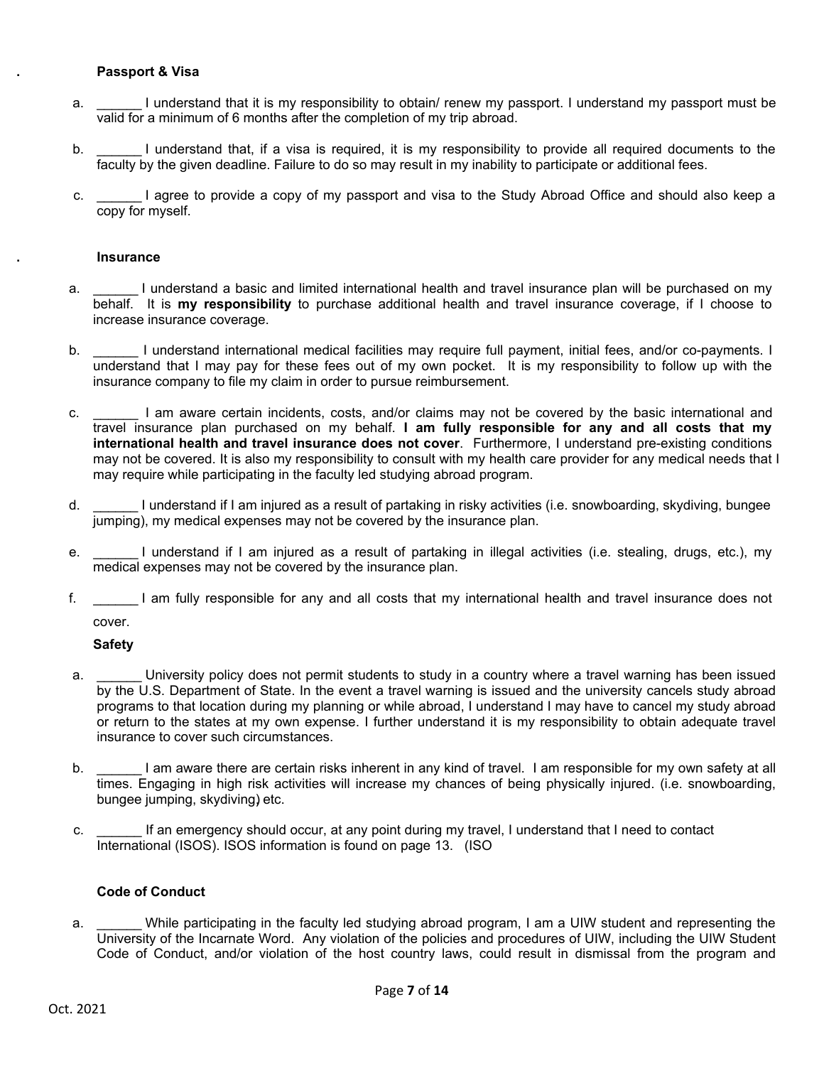### Passport & Visa

a. ______ I understand that it is my responsibility to obtain/ renew my passport. I understand my passport must be valid for a minimum of 6 months after the completion of my trip abroad.

b. ______ I understand that, if a visa is required, it is my responsibility to provide all required documents to the faculty by the given deadline. Failure to do so may result in my inability to participate or additional fees.

c. ______ I agree to provide a copy of my passport and visa to the Study Abroad Office and should also keep a copy for myself.

### Insurance

a. ______ I understand a basic and limited international health and travel insurance plan will be purchased on my behalf. It is **my responsibility** to purchase additional health and travel insurance coverage, if I choose to increase insurance coverage.

b. ______ I understand international medical facilities may require full payment, initial fees, and/or co-payments. I understand that I may pay for these fees out of my own pocket. It is my responsibility to follow up with the insurance company to file my claim in order to pursue reimbursement.

c. ______ I am aware certain incidents, costs, and/or claims may not be covered by the basic international and travel insurance plan purchased on my behalf. **I am fully responsible for any and all costs that my international health and travel insurance does not cover**. Furthermore, I understand pre-existing conditions may not be covered. It is also my responsibility to consult with my health care provider for any medical needs that I may require while participating in the faculty led studying abroad program.

d. ______ I understand if I am injured as a result of partaking in risky activities (i.e. snowboarding, skydiving, bungee jumping), my medical expenses may not be covered by the insurance plan.

e. ______ I understand if I am injured as a result of partaking in illegal activities (i.e. stealing, drugs, etc.), my medical expenses may not be covered by the insurance plan.

f. ______ I am fully responsible for any and all costs that my international health and travel insurance does not cover.

### Safety

a. ______ University policy does not permit students to study in a country where a travel warning has been issued by the U.S. Department of State. In the event a travel warning is issued and the university cancels study abroad programs to that location during my planning or while abroad, I understand I may have to cancel my study abroad or return to the states at my own expense. I further understand it is my responsibility to obtain adequate travel insurance to cover such circumstances.

b. ______ I am aware there are certain risks inherent in any kind of travel. I am responsible for my own safety at all times. Engaging in high risk activities will increase my chances of being physically injured. (i.e. snowboarding, bungee jumping, skydiving) etc.

c. ______ If an emergency should occur, at any point during my travel, I understand that I need to contact International (ISOS). ISOS information is found on page 13. (ISO

### Code of Conduct

a. ______ While participating in the faculty led studying abroad program, I am a UIW student and representing the University of the Incarnate Word. Any violation of the policies and procedures of UIW, including the UIW Student Code of Conduct, and/or violation of the host country laws, could result in dismissal from the program and

Oct. 2021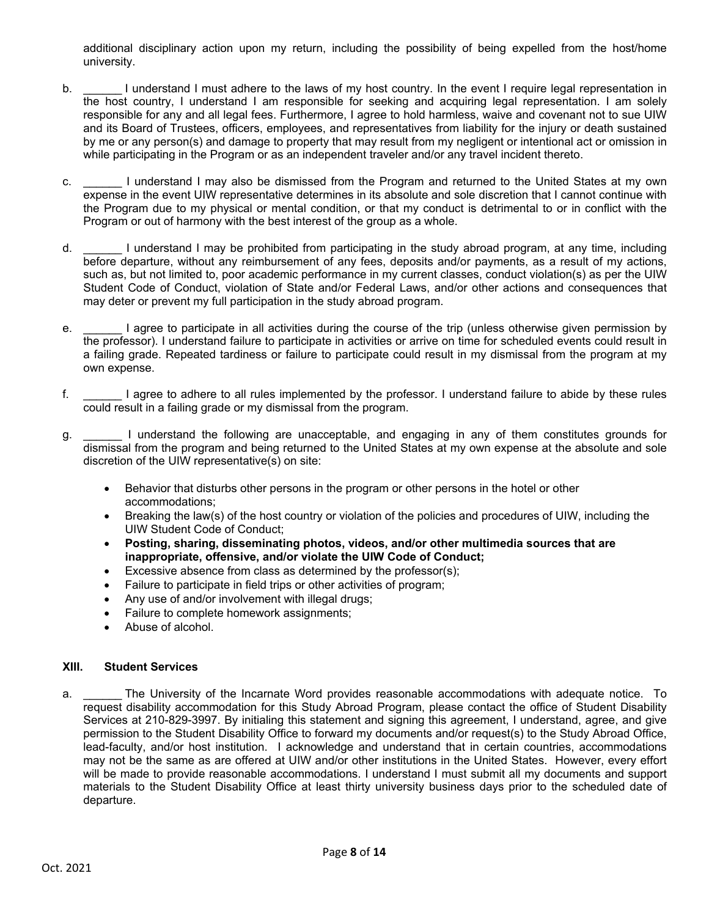additional disciplinary action upon my return, including the possibility of being expelled from the host/home university.

b. ______ I understand I must adhere to the laws of my host country. In the event I require legal representation in the host country, I understand I am responsible for seeking and acquiring legal representation. I am solely responsible for any and all legal fees. Furthermore, I agree to hold harmless, waive and covenant not to sue UIW and its Board of Trustees, officers, employees, and representatives from liability for the injury or death sustained by me or any person(s) and damage to property that may result from my negligent or intentional act or omission in while participating in the Program or as an independent traveler and/or any travel incident thereto.

c. ______ I understand I may also be dismissed from the Program and returned to the United States at my own expense in the event UIW representative determines in its absolute and sole discretion that I cannot continue with the Program due to my physical or mental condition, or that my conduct is detrimental to or in conflict with the Program or out of harmony with the best interest of the group as a whole.

d. ______ I understand I may be prohibited from participating in the study abroad program, at any time, including before departure, without any reimbursement of any fees, deposits and/or payments, as a result of my actions, such as, but not limited to, poor academic performance in my current classes, conduct violation(s) as per the UIW Student Code of Conduct, violation of State and/or Federal Laws, and/or other actions and consequences that may deter or prevent my full participation in the study abroad program.

e. ______ I agree to participate in all activities during the course of the trip (unless otherwise given permission by the professor). I understand failure to participate in activities or arrive on time for scheduled events could result in a failing grade. Repeated tardiness or failure to participate could result in my dismissal from the program at my own expense.

f. ______ I agree to adhere to all rules implemented by the professor. I understand failure to abide by these rules could result in a failing grade or my dismissal from the program.

g. ______ I understand the following are unacceptable, and engaging in any of them constitutes grounds for dismissal from the program and being returned to the United States at my own expense at the absolute and sole discretion of the UIW representative(s) on site:

- Behavior that disturbs other persons in the program or other persons in the hotel or other accommodations;
- Breaking the law(s) of the host country or violation of the policies and procedures of UIW, including the UIW Student Code of Conduct;
- **Posting, sharing, disseminating photos, videos, and/or other multimedia sources that are inappropriate, offensive, and/or violate the UIW Code of Conduct;**
- Excessive absence from class as determined by the professor(s);
- Failure to participate in field trips or other activities of program;
- Any use of and/or involvement with illegal drugs;
- Failure to complete homework assignments;
- Abuse of alcohol.

## XIII. Student Services

a. ______ The University of the Incarnate Word provides reasonable accommodations with adequate notice. To request disability accommodation for this Study Abroad Program, please contact the office of Student Disability Services at 210-829-3997. By initialing this statement and signing this agreement, I understand, agree, and give permission to the Student Disability Office to forward my documents and/or request(s) to the Study Abroad Office, lead-faculty, and/or host institution. I acknowledge and understand that in certain countries, accommodations may not be the same as are offered at UIW and/or other institutions in the United States. However, every effort will be made to provide reasonable accommodations. I understand I must submit all my documents and support materials to the Student Disability Office at least thirty university business days prior to the scheduled date of departure.

Oct. 2021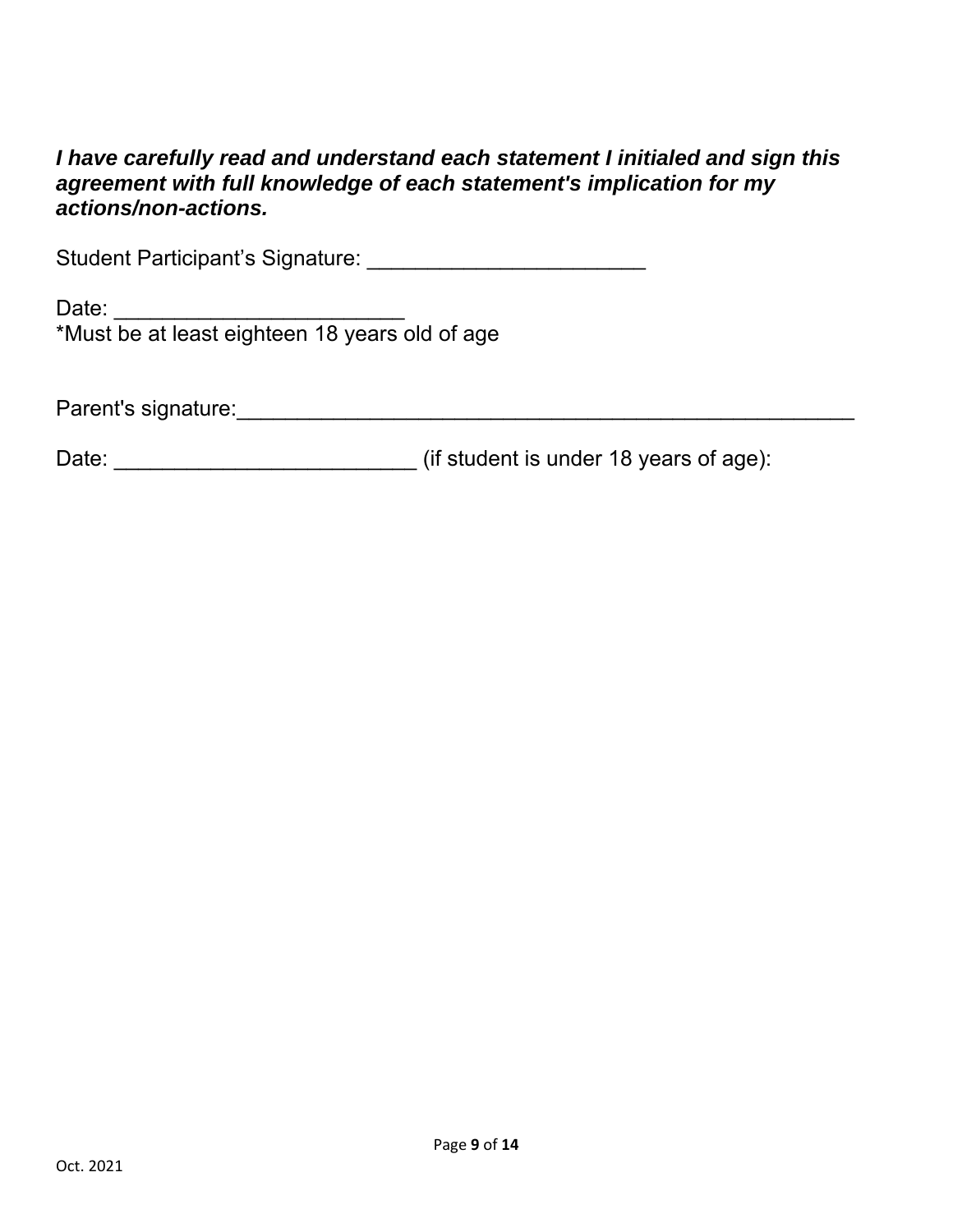***I have carefully read and understand each statement I initialed and sign this agreement with full knowledge of each statement's implication for my actions/non-actions.***

Student Participant's Signature: _______________________

Date: ________________________
*Must be at least eighteen 18 years old of age

Parent's signature:___________________________________________________

Date: _________________________ (if student is under 18 years of age):

Oct. 2021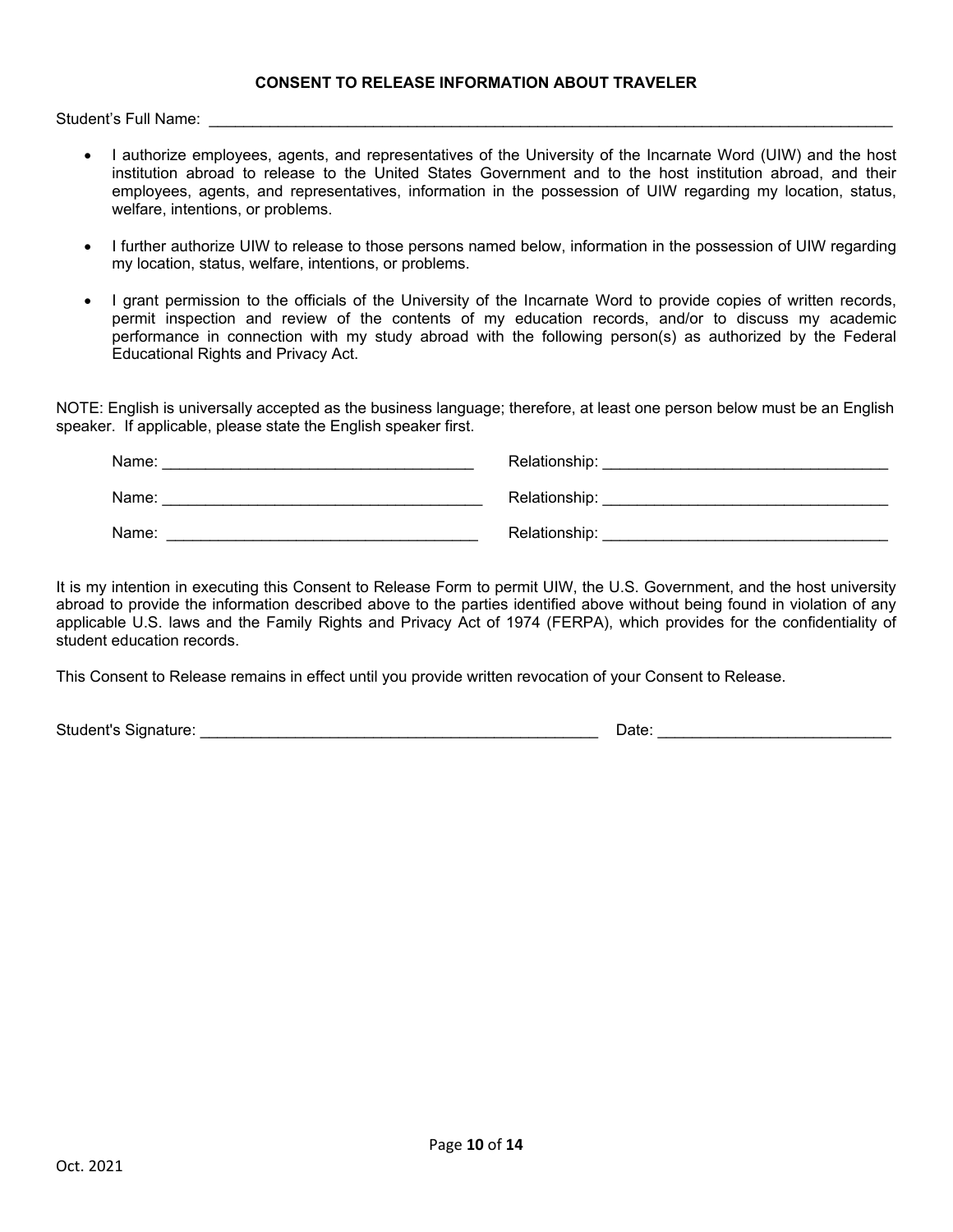## CONSENT TO RELEASE INFORMATION ABOUT TRAVELER

Student's Full Name: ____________________________________________________________

- I authorize employees, agents, and representatives of the University of the Incarnate Word (UIW) and the host institution abroad to release to the United States Government and to the host institution abroad, and their employees, agents, and representatives, information in the possession of UIW regarding my location, status, welfare, intentions, or problems.

- I further authorize UIW to release to those persons named below, information in the possession of UIW regarding my location, status, welfare, intentions, or problems.

- I grant permission to the officials of the University of the Incarnate Word to provide copies of written records, permit inspection and review of the contents of my education records, and/or to discuss my academic performance in connection with my study abroad with the following person(s) as authorized by the Federal Educational Rights and Privacy Act.

NOTE: English is universally accepted as the business language; therefore, at least one person below must be an English speaker. If applicable, please state the English speaker first.

Name: ___________________________________ Relationship: _______________________________

Name: ___________________________________ Relationship: _______________________________

Name: ___________________________________ Relationship: _______________________________

It is my intention in executing this Consent to Release Form to permit UIW, the U.S. Government, and the host university abroad to provide the information described above to the parties identified above without being found in violation of any applicable U.S. laws and the Family Rights and Privacy Act of 1974 (FERPA), which provides for the confidentiality of student education records.

This Consent to Release remains in effect until you provide written revocation of your Consent to Release.

Student's Signature: _____________________________________________ Date: _________________________

Oct. 2021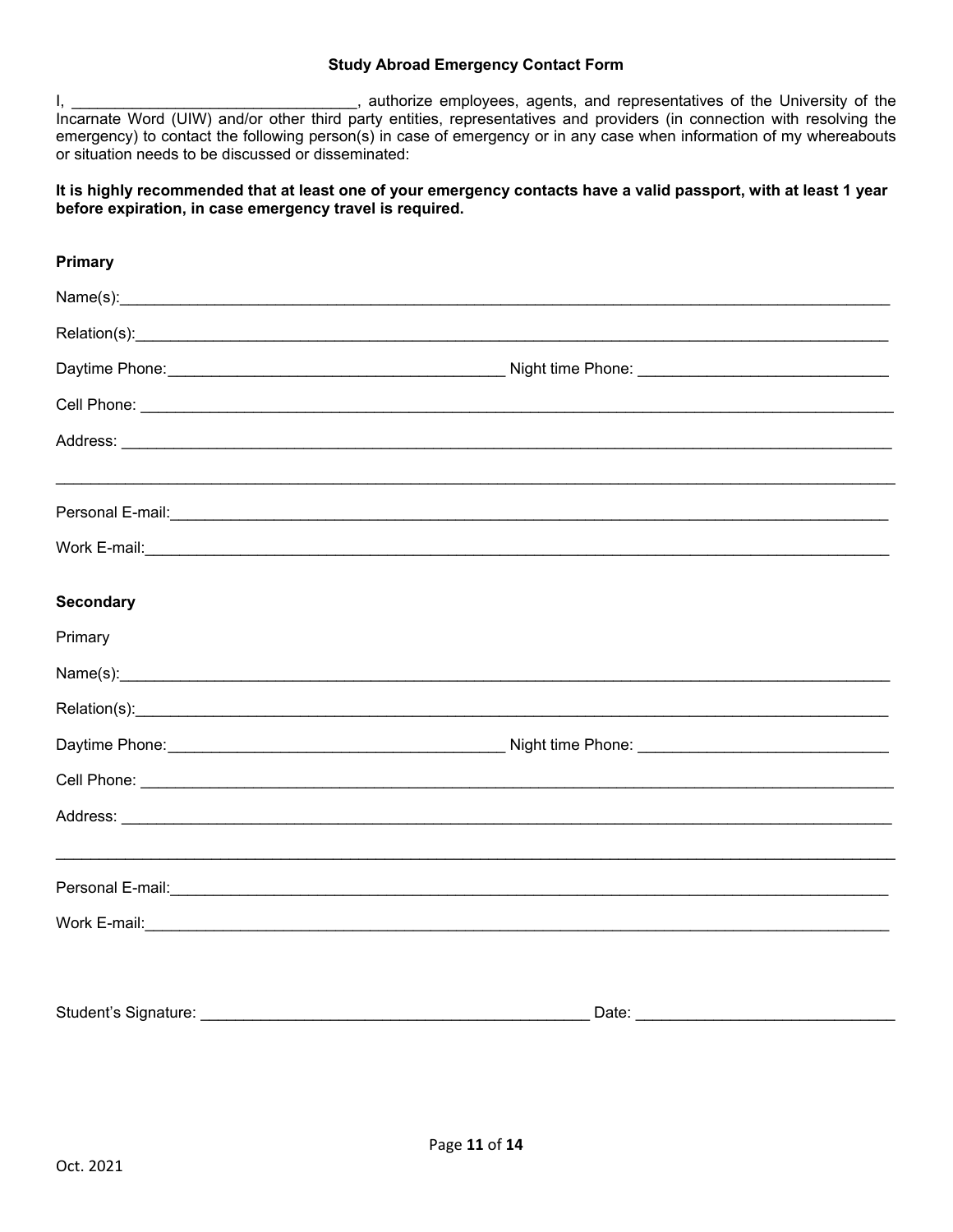### Study Abroad Emergency Contact Form

I, ________________________________, authorize employees, agents, and representatives of the University of the Incarnate Word (UIW) and/or other third party entities, representatives and providers (in connection with resolving the emergency) to contact the following person(s) in case of emergency or in any case when information of my whereabouts or situation needs to be discussed or disseminated:

**It is highly recommended that at least one of your emergency contacts have a valid passport, with at least 1 year before expiration, in case emergency travel is required.**

**Primary**

Name(s):______________________________________________________________________________

Relation(s):____________________________________________________________________________

Daytime Phone:_____________________________________ Night time Phone: ___________________________

Cell Phone: ____________________________________________________________________________

Address: ______________________________________________________________________________

_____________________________________________________________________________________

Personal E-mail:_________________________________________________________________________

Work E-mail:____________________________________________________________________________

**Secondary**

Primary

Name(s):______________________________________________________________________________

Relation(s):____________________________________________________________________________

Daytime Phone:_____________________________________ Night time Phone: ___________________________

Cell Phone: ____________________________________________________________________________

Address: ______________________________________________________________________________

_____________________________________________________________________________________

Personal E-mail:_________________________________________________________________________

Work E-mail:____________________________________________________________________________

Student's Signature: __________________________________________ Date: ___________________________

Oct. 2021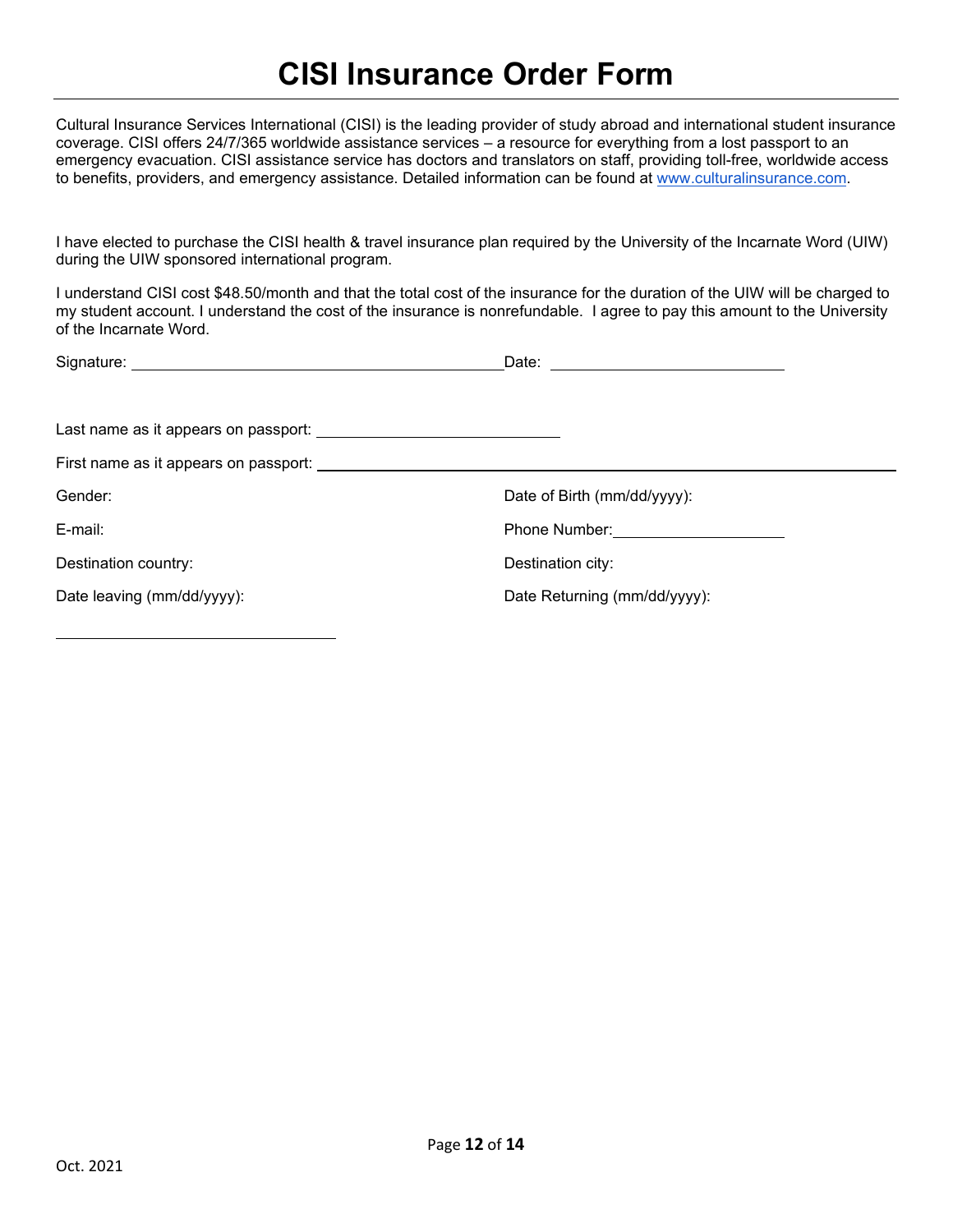# CISI Insurance Order Form

Cultural Insurance Services International (CISI) is the leading provider of study abroad and international student insurance coverage. CISI offers 24/7/365 worldwide assistance services – a resource for everything from a lost passport to an emergency evacuation. CISI assistance service has doctors and translators on staff, providing toll-free, worldwide access to benefits, providers, and emergency assistance. Detailed information can be found at [www.culturalinsurance.com](http://www.culturalinsurance.com).

I have elected to purchase the CISI health & travel insurance plan required by the University of the Incarnate Word (UIW) during the UIW sponsored international program.

I understand CISI cost $48.50/month and that the total cost of the insurance for the duration of the UIW will be charged to my student account. I understand the cost of the insurance is nonrefundable. I agree to pay this amount to the University of the Incarnate Word.

Signature: ______________________________ Date: ____________________

Last name as it appears on passport: ____________________

First name as it appears on passport: ______________________________

Gender:

Date of Birth (mm/dd/yyyy):

E-mail:

Phone Number: ____________________

Destination country:

Destination city:

Date leaving (mm/dd/yyyy):

Date Returning (mm/dd/yyyy):

______________________________

Oct. 2021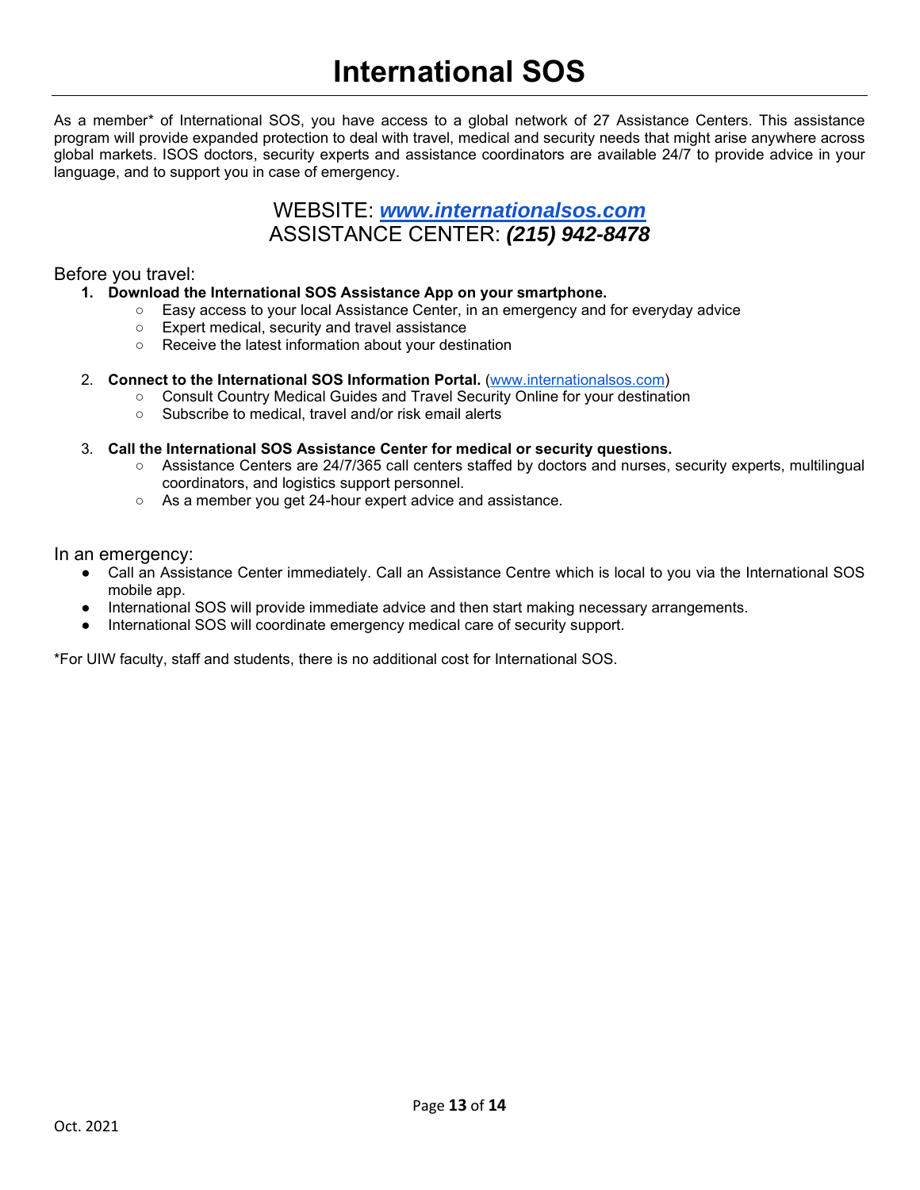# International SOS

As a member* of International SOS, you have access to a global network of 27 Assistance Centers. This assistance program will provide expanded protection to deal with travel, medical and security needs that might arise anywhere across global markets. ISOS doctors, security experts and assistance coordinators are available 24/7 to provide advice in your language, and to support you in case of emergency.

WEBSITE: ***www.internationalsos.com***
ASSISTANCE CENTER: ***(215) 942-8478***

Before you travel:

1. **Download the International SOS Assistance App on your smartphone.**
   - Easy access to your local Assistance Center, in an emergency and for everyday advice
   - Expert medical, security and travel assistance
   - Receive the latest information about your destination

2. **Connect to the International SOS Information Portal.** (www.internationalsos.com)
   - Consult Country Medical Guides and Travel Security Online for your destination
   - Subscribe to medical, travel and/or risk email alerts

3. **Call the International SOS Assistance Center for medical or security questions.**
   - Assistance Centers are 24/7/365 call centers staffed by doctors and nurses, security experts, multilingual coordinators, and logistics support personnel.
   - As a member you get 24-hour expert advice and assistance.

In an emergency:

- Call an Assistance Center immediately. Call an Assistance Centre which is local to you via the International SOS mobile app.
- International SOS will provide immediate advice and then start making necessary arrangements.
- International SOS will coordinate emergency medical care of security support.

*For UIW faculty, staff and students, there is no additional cost for International SOS.

Oct. 2021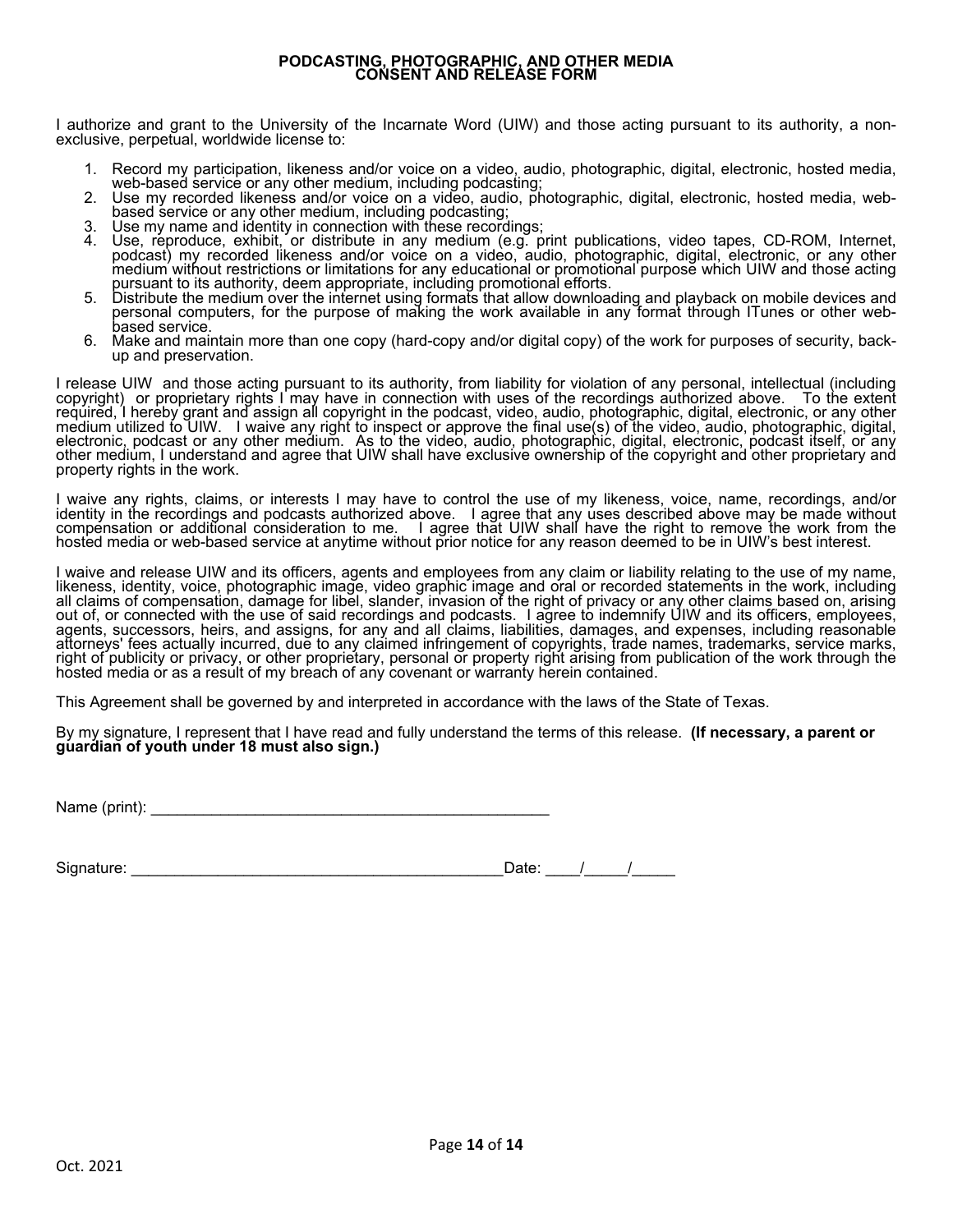# PODCASTING, PHOTOGRAPHIC, AND OTHER MEDIA CONSENT AND RELEASE FORM

I authorize and grant to the University of the Incarnate Word (UIW) and those acting pursuant to its authority, a non-exclusive, perpetual, worldwide license to:

1. Record my participation, likeness and/or voice on a video, audio, photographic, digital, electronic, hosted media, web-based service or any other medium, including podcasting;
2. Use my recorded likeness and/or voice on a video, audio, photographic, digital, electronic, hosted media, web-based service or any other medium, including podcasting;
3. Use my name and identity in connection with these recordings;
4. Use, reproduce, exhibit, or distribute in any medium (e.g. print publications, video tapes, CD-ROM, Internet, podcast) my recorded likeness and/or voice on a video, audio, photographic, digital, electronic, or any other medium without restrictions or limitations for any educational or promotional purpose which UIW and those acting pursuant to its authority, deem appropriate, including promotional efforts.
5. Distribute the medium over the internet using formats that allow downloading and playback on mobile devices and personal computers, for the purpose of making the work available in any format through ITunes or other web-based service.
6. Make and maintain more than one copy (hard-copy and/or digital copy) of the work for purposes of security, back-up and preservation.

I release UIW and those acting pursuant to its authority, from liability for violation of any personal, intellectual (including copyright) or proprietary rights I may have in connection with uses of the recordings authorized above. To the extent required, I hereby grant and assign all copyright in the podcast, video, audio, photographic, digital, electronic, or any other medium utilized to UIW. I waive any right to inspect or approve the final use(s) of the video, audio, photographic, digital, electronic, podcast or any other medium. As to the video, audio, photographic, digital, electronic, podcast itself, or any other medium, I understand and agree that UIW shall have exclusive ownership of the copyright and other proprietary and property rights in the work.

I waive any rights, claims, or interests I may have to control the use of my likeness, voice, name, recordings, and/or identity in the recordings and podcasts authorized above. I agree that any uses described above may be made without compensation or additional consideration to me. I agree that UIW shall have the right to remove the work from the hosted media or web-based service at anytime without prior notice for any reason deemed to be in UIW's best interest.

I waive and release UIW and its officers, agents and employees from any claim or liability relating to the use of my name, likeness, identity, voice, photographic image, video graphic image and oral or recorded statements in the work, including all claims of compensation, damage for libel, slander, invasion of the right of privacy or any other claims based on, arising out of, or connected with the use of said recordings and podcasts. I agree to indemnify UIW and its officers, employees, agents, successors, heirs, and assigns, for any and all claims, liabilities, damages, and expenses, including reasonable attorneys' fees actually incurred, due to any claimed infringement of copyrights, trade names, trademarks, service marks, right of publicity or privacy, or other proprietary, personal or property right arising from publication of the work through the hosted media or as a result of my breach of any covenant or warranty herein contained.

This Agreement shall be governed by and interpreted in accordance with the laws of the State of Texas.

By my signature, I represent that I have read and fully understand the terms of this release. **(If necessary, a parent or guardian of youth under 18 must also sign.)**

Name (print): ______________________________________________

Signature: ___________________________________________Date: ____/_____/_____

Oct. 2021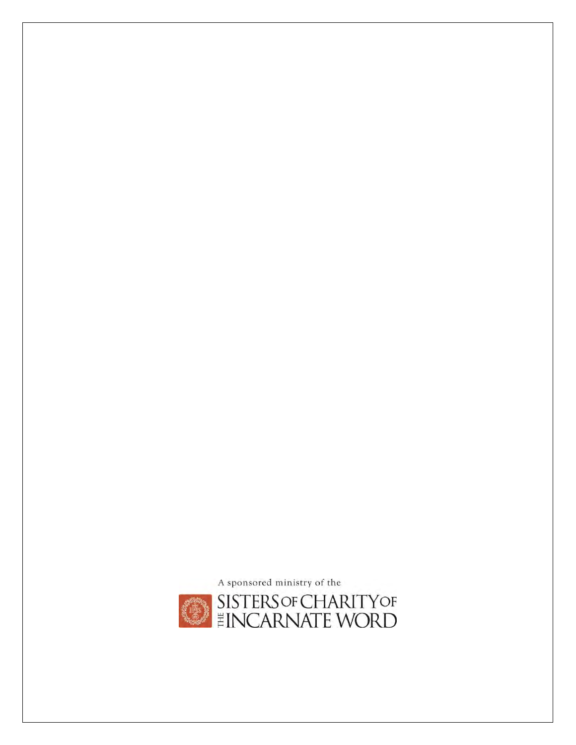A sponsored ministry of the

SISTERS OF CHARITY OF THE INCARNATE WORD